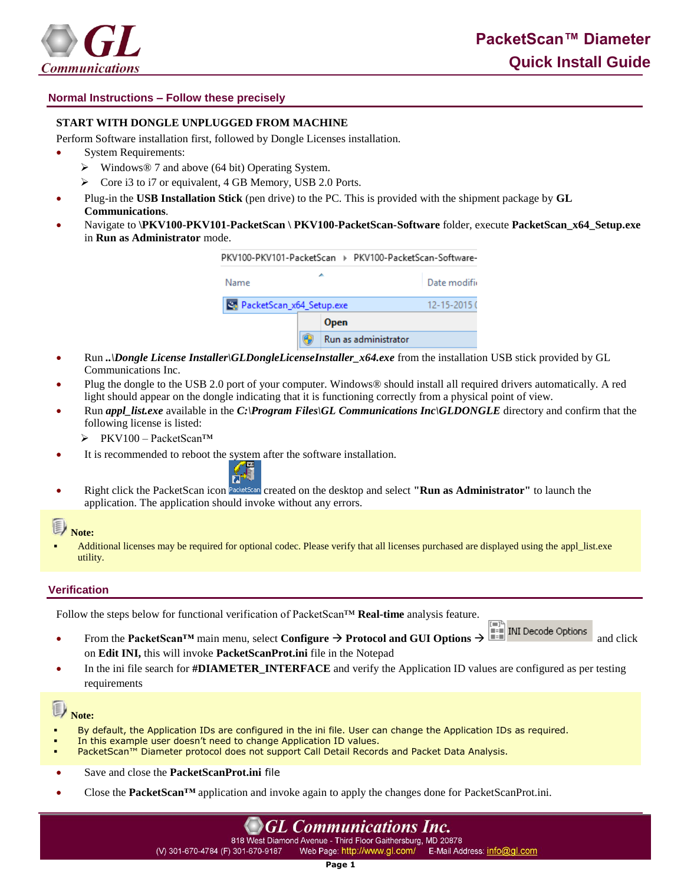# PacketScan™ Diameter Quick Install Guide

## Normal Instructions – Follow these precisely

**START WITH DONGLE UNPLUGGED FROM MACHINE**

Perform Software installation first, followed by Dongle Licenses installation.

- System Requirements:
  - Windows® 7 and above (64 bit) Operating System.
  - Core i3 to i7 or equivalent, 4 GB Memory, USB 2.0 Ports.
- Plug-in the **USB Installation Stick** (pen drive) to the PC. This is provided with the shipment package by **GL Communications**.
- Navigate to **\PKV100-PKV101-PacketScan \ PKV100-PacketScan-Software** folder, execute **PacketScan_x64_Setup.exe** in **Run as Administrator** mode.
- Run ***..\Dongle License Installer\GLDongleLicenseInstaller_x64.exe*** from the installation USB stick provided by GL Communications Inc.
- Plug the dongle to the USB 2.0 port of your computer. Windows® should install all required drivers automatically. A red light should appear on the dongle indicating that it is functioning correctly from a physical point of view.
- Run ***appl_list.exe*** available in the ***C:\Program Files\GL Communications Inc\GLDONGLE*** directory and confirm that the following license is listed:
  - PKV100 – PacketScan™
- It is recommended to reboot the system after the software installation.
- Right click the PacketScan icon created on the desktop and select **"Run as Administrator"** to launch the application. The application should invoke without any errors.

**Note:**

- Additional licenses may be required for optional codec. Please verify that all licenses purchased are displayed using the appl_list.exe utility.

## Verification

Follow the steps below for functional verification of PacketScan™ **Real-time** analysis feature.

- From the **PacketScan™** main menu, select **Configure → Protocol and GUI Options →** INI Decode Options and click on **Edit INI,** this will invoke **PacketScanProt.ini** file in the Notepad
- In the ini file search for **#DIAMETER_INTERFACE** and verify the Application ID values are configured as per testing requirements

**Note:**

- By default, the Application IDs are configured in the ini file. User can change the Application IDs as required.
- In this example user doesn't need to change Application ID values.
- PacketScan™ Diameter protocol does not support Call Detail Records and Packet Data Analysis.

- Save and close the **PacketScanProt.ini** file
- Close the **PacketScan™** application and invoke again to apply the changes done for PacketScanProt.ini.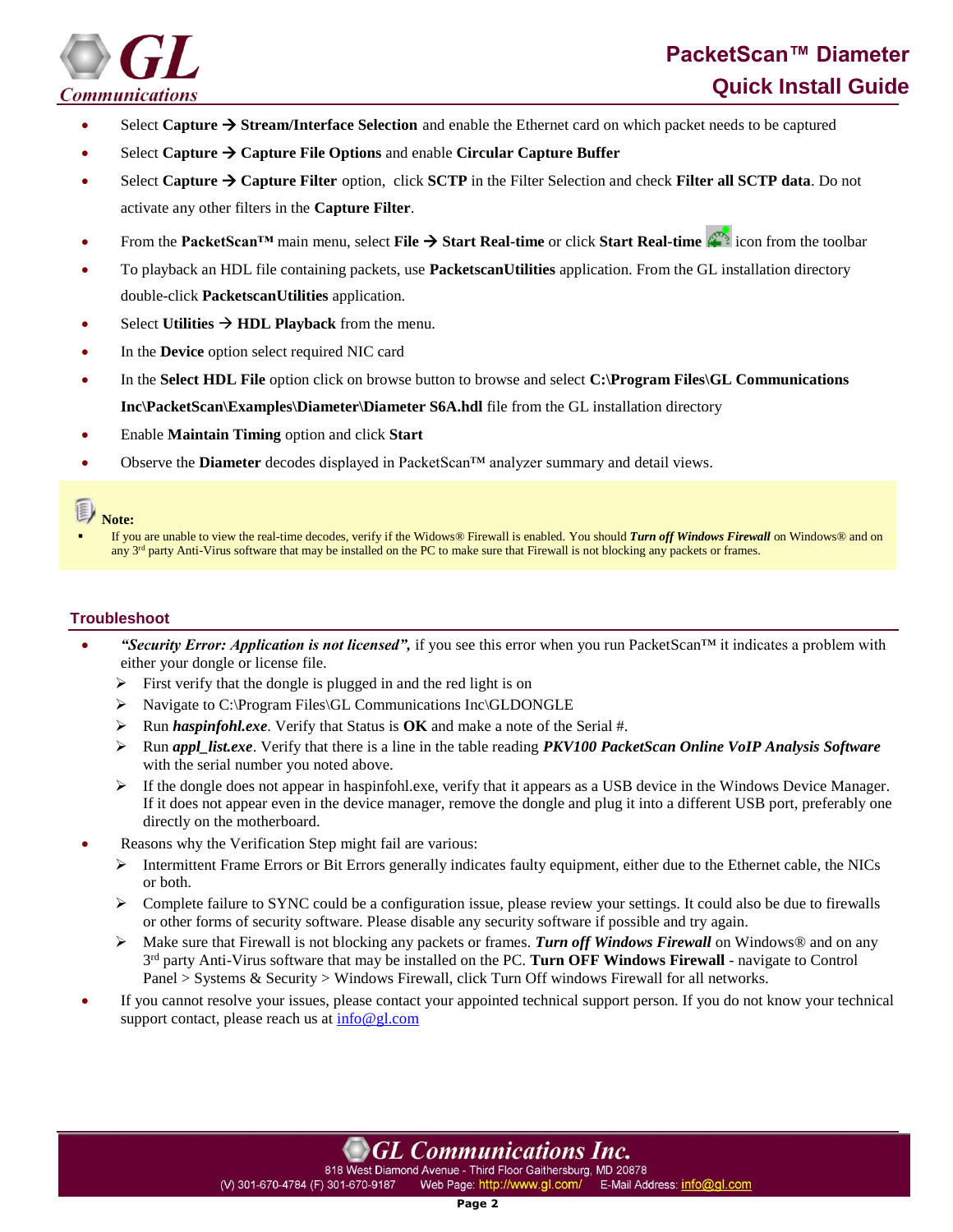- Select **Capture → Stream/Interface Selection** and enable the Ethernet card on which packet needs to be captured
- Select **Capture → Capture File Options** and enable **Circular Capture Buffer**
- Select **Capture → Capture Filter** option, click **SCTP** in the Filter Selection and check **Filter all SCTP data**. Do not activate any other filters in the **Capture Filter**.
- From the **PacketScan™** main menu, select **File → Start Real-time** or click **Start Real-time** icon from the toolbar
- To playback an HDL file containing packets, use **PacketscanUtilities** application. From the GL installation directory double-click **PacketscanUtilities** application.
- Select **Utilities → HDL Playback** from the menu.
- In the **Device** option select required NIC card
- In the **Select HDL File** option click on browse button to browse and select **C:\Program Files\GL Communications Inc\PacketScan\Examples\Diameter\Diameter S6A.hdl** file from the GL installation directory
- Enable **Maintain Timing** option and click **Start**
- Observe the **Diameter** decodes displayed in PacketScan™ analyzer summary and detail views.

**Note:**

- If you are unable to view the real-time decodes, verify if the Widows® Firewall is enabled. You should ***Turn off Windows Firewall*** on Windows® and on any 3rd party Anti-Virus software that may be installed on the PC to make sure that Firewall is not blocking any packets or frames.

## Troubleshoot

- ***"Security Error: Application is not licensed",*** if you see this error when you run PacketScan™ it indicates a problem with either your dongle or license file.
  - First verify that the dongle is plugged in and the red light is on
  - Navigate to C:\Program Files\GL Communications Inc\GLDONGLE
  - Run ***haspinfohl.exe***. Verify that Status is **OK** and make a note of the Serial #.
  - Run ***appl_list.exe***. Verify that there is a line in the table reading ***PKV100 PacketScan Online VoIP Analysis Software*** with the serial number you noted above.
  - If the dongle does not appear in haspinfohl.exe, verify that it appears as a USB device in the Windows Device Manager. If it does not appear even in the device manager, remove the dongle and plug it into a different USB port, preferably one directly on the motherboard.
- Reasons why the Verification Step might fail are various:
  - Intermittent Frame Errors or Bit Errors generally indicates faulty equipment, either due to the Ethernet cable, the NICs or both.
  - Complete failure to SYNC could be a configuration issue, please review your settings. It could also be due to firewalls or other forms of security software. Please disable any security software if possible and try again.
  - Make sure that Firewall is not blocking any packets or frames. ***Turn off Windows Firewall*** on Windows® and on any 3rd party Anti-Virus software that may be installed on the PC. **Turn OFF Windows Firewall** - navigate to Control Panel > Systems & Security > Windows Firewall, click Turn Off windows Firewall for all networks.
- If you cannot resolve your issues, please contact your appointed technical support person. If you do not know your technical support contact, please reach us at info@gl.com